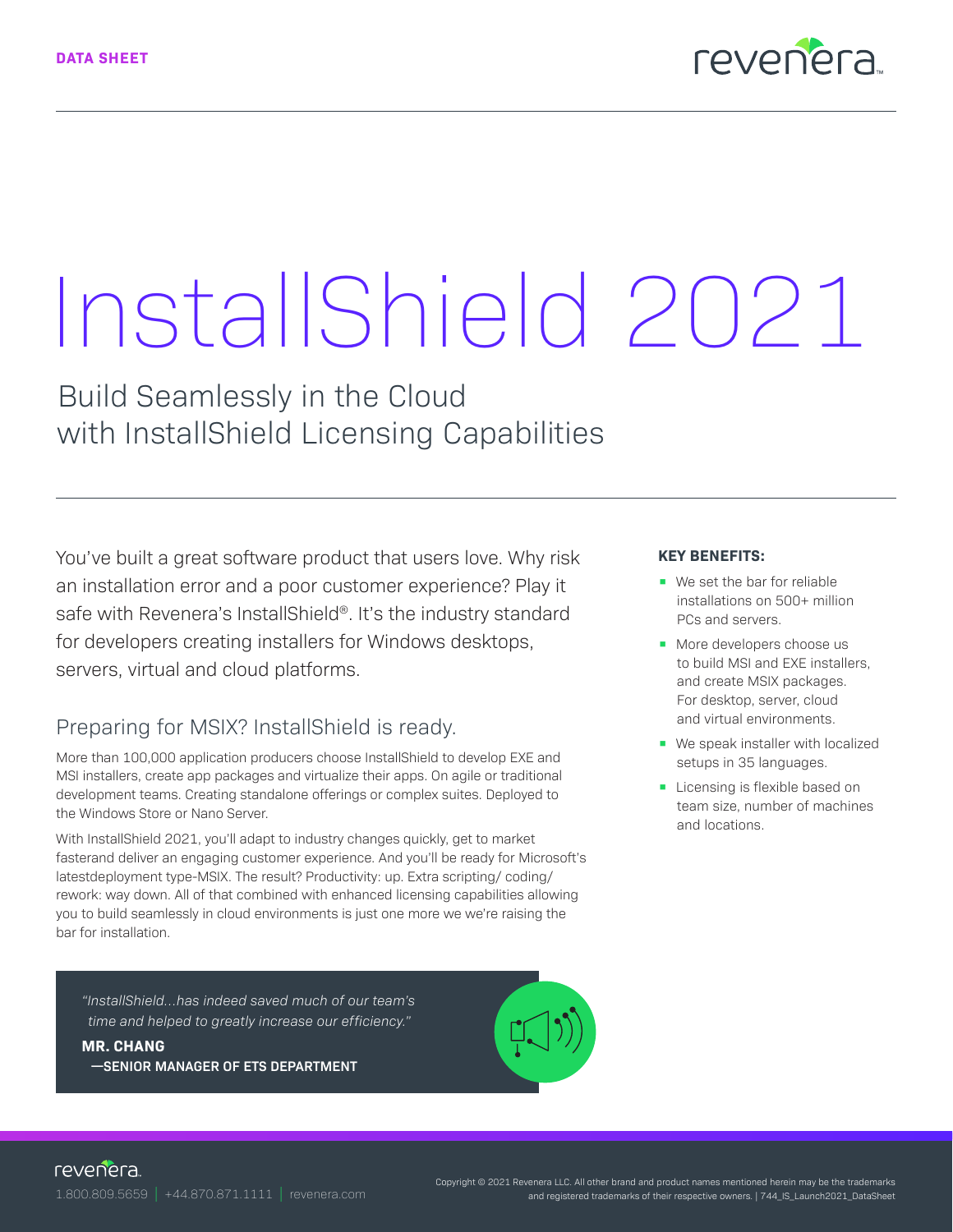DATA SHEET

# InstallShield 2021

## Build Seamlessly in the Cloud with InstallShield Licensing Capabilities

You've built a great software product that users love. Why risk an installation error and a poor customer experience? Play it safe with Revenera's InstallShield®. It's the industry standard for developers creating installers for Windows desktops, servers, virtual and cloud platforms.

### Preparing for MSIX? InstallShield is ready.

More than 100,000 application producers choose InstallShield to develop EXE and MSI installers, create app packages and virtualize their apps. On agile or traditional development teams. Creating standalone offerings or complex suites. Deployed to the Windows Store or Nano Server.

With InstallShield 2021, you'll adapt to industry changes quickly, get to market fasterand deliver an engaging customer experience. And you'll be ready for Microsoft's latestdeployment type-MSIX. The result? Productivity: up. Extra scripting/ coding/ rework: way down. All of that combined with enhanced licensing capabilities allowing you to build seamlessly in cloud environments is just one more we we're raising the bar for installation.

> *"InstallShield...has indeed saved much of our team's time and helped to greatly increase our efficiency."*
>
> **MR. CHANG**
> **—SENIOR MANAGER OF ETS DEPARTMENT**

**KEY BENEFITS:**

- We set the bar for reliable installations on 500+ million PCs and servers.
- More developers choose us to build MSI and EXE installers, and create MSIX packages. For desktop, server, cloud and virtual environments.
- We speak installer with localized setups in 35 languages.
- Licensing is flexible based on team size, number of machines and locations.

1.800.809.5659 | +44.870.871.1111 | revenera.com

Copyright © 2021 Revenera LLC. All other brand and product names mentioned herein may be the trademarks and registered trademarks of their respective owners. | 744_IS_Launch2021_DataSheet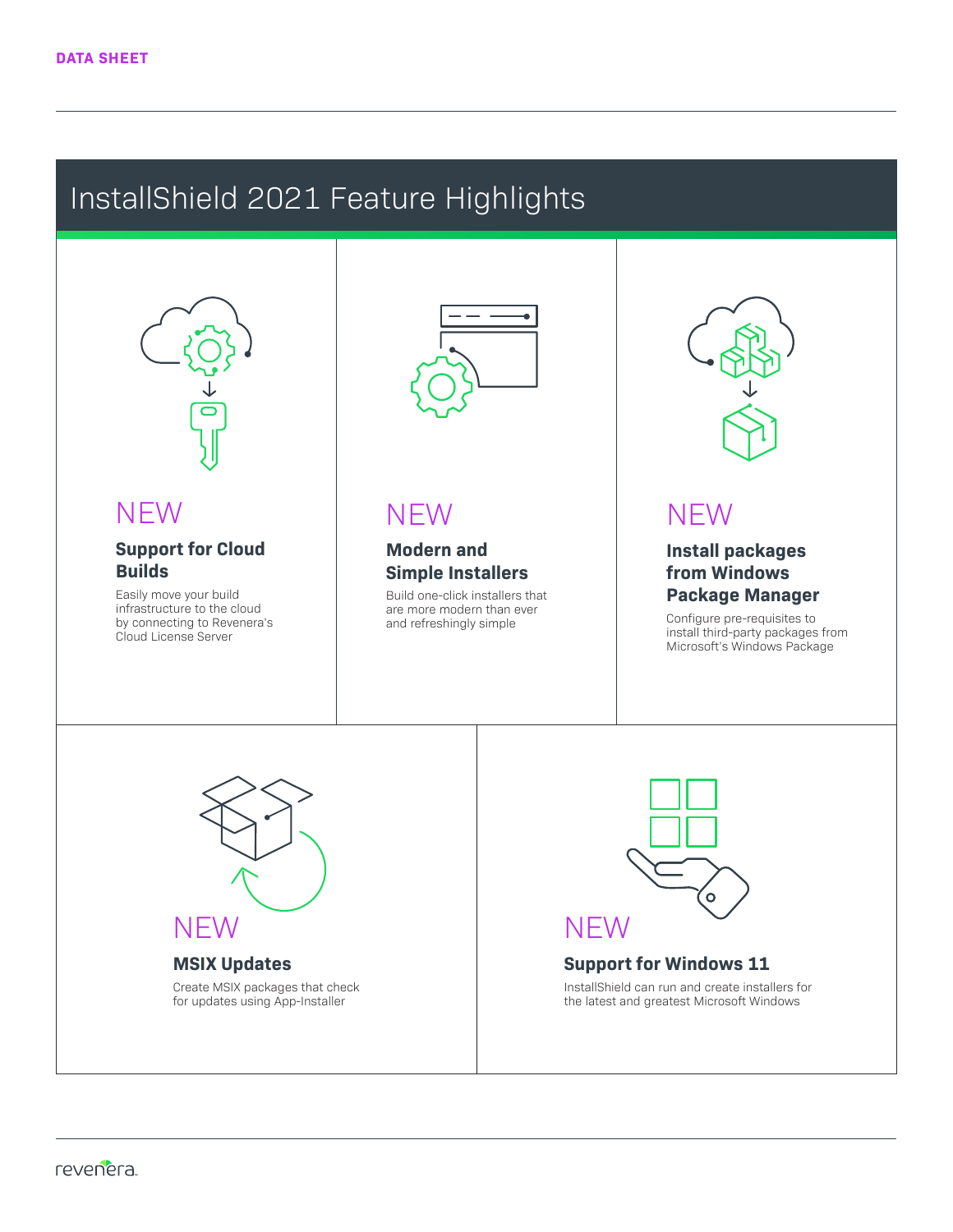DATA SHEET

# InstallShield 2021 Feature Highlights

NEW

### Support for Cloud Builds

Easily move your build infrastructure to the cloud by connecting to Revenera's Cloud License Server

NEW

### Modern and Simple Installers

Build one-click installers that are more modern than ever and refreshingly simple

NEW

### Install packages from Windows Package Manager

Configure pre-requisites to install third-party packages from Microsoft's Windows Package

NEW

### MSIX Updates

Create MSIX packages that check for updates using App-Installer

NEW

### Support for Windows 11

InstallShield can run and create installers for the latest and greatest Microsoft Windows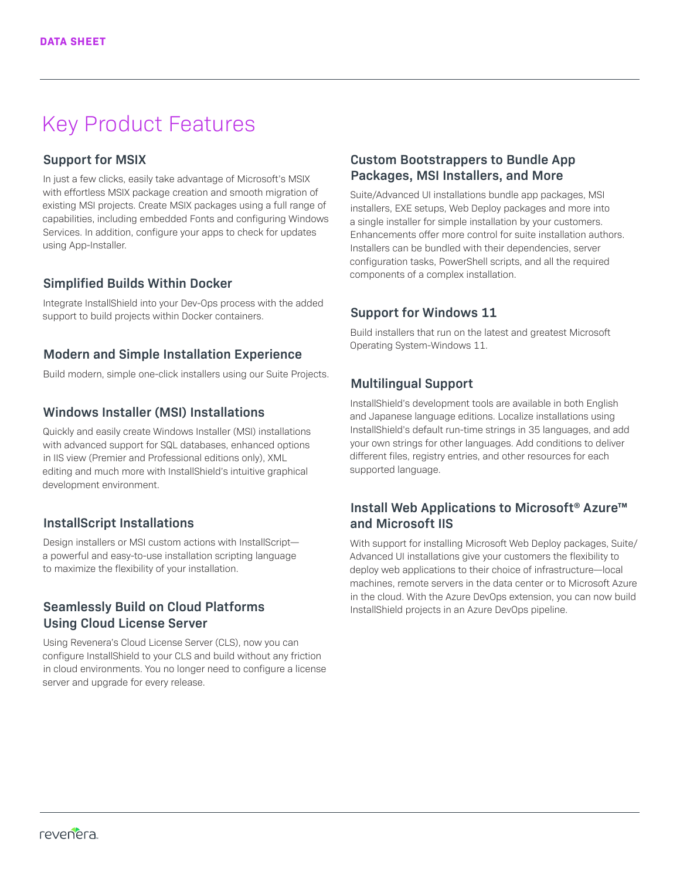DATA SHEET

# Key Product Features

### Support for MSIX

In just a few clicks, easily take advantage of Microsoft's MSIX with effortless MSIX package creation and smooth migration of existing MSI projects. Create MSIX packages using a full range of capabilities, including embedded Fonts and configuring Windows Services. In addition, configure your apps to check for updates using App-Installer.

### Simplified Builds Within Docker

Integrate InstallShield into your Dev-Ops process with the added support to build projects within Docker containers.

### Modern and Simple Installation Experience

Build modern, simple one-click installers using our Suite Projects.

### Windows Installer (MSI) Installations

Quickly and easily create Windows Installer (MSI) installations with advanced support for SQL databases, enhanced options in IIS view (Premier and Professional editions only), XML editing and much more with InstallShield's intuitive graphical development environment.

### InstallScript Installations

Design installers or MSI custom actions with InstallScript—a powerful and easy-to-use installation scripting language to maximize the flexibility of your installation.

### Seamlessly Build on Cloud Platforms Using Cloud License Server

Using Revenera's Cloud License Server (CLS), now you can configure InstallShield to your CLS and build without any friction in cloud environments. You no longer need to configure a license server and upgrade for every release.

### Custom Bootstrappers to Bundle App Packages, MSI Installers, and More

Suite/Advanced UI installations bundle app packages, MSI installers, EXE setups, Web Deploy packages and more into a single installer for simple installation by your customers. Enhancements offer more control for suite installation authors. Installers can be bundled with their dependencies, server configuration tasks, PowerShell scripts, and all the required components of a complex installation.

### Support for Windows 11

Build installers that run on the latest and greatest Microsoft Operating System-Windows 11.

### Multilingual Support

InstallShield's development tools are available in both English and Japanese language editions. Localize installations using InstallShield's default run-time strings in 35 languages, and add your own strings for other languages. Add conditions to deliver different files, registry entries, and other resources for each supported language.

### Install Web Applications to Microsoft® Azure™ and Microsoft IIS

With support for installing Microsoft Web Deploy packages, Suite/Advanced UI installations give your customers the flexibility to deploy web applications to their choice of infrastructure—local machines, remote servers in the data center or to Microsoft Azure in the cloud. With the Azure DevOps extension, you can now build InstallShield projects in an Azure DevOps pipeline.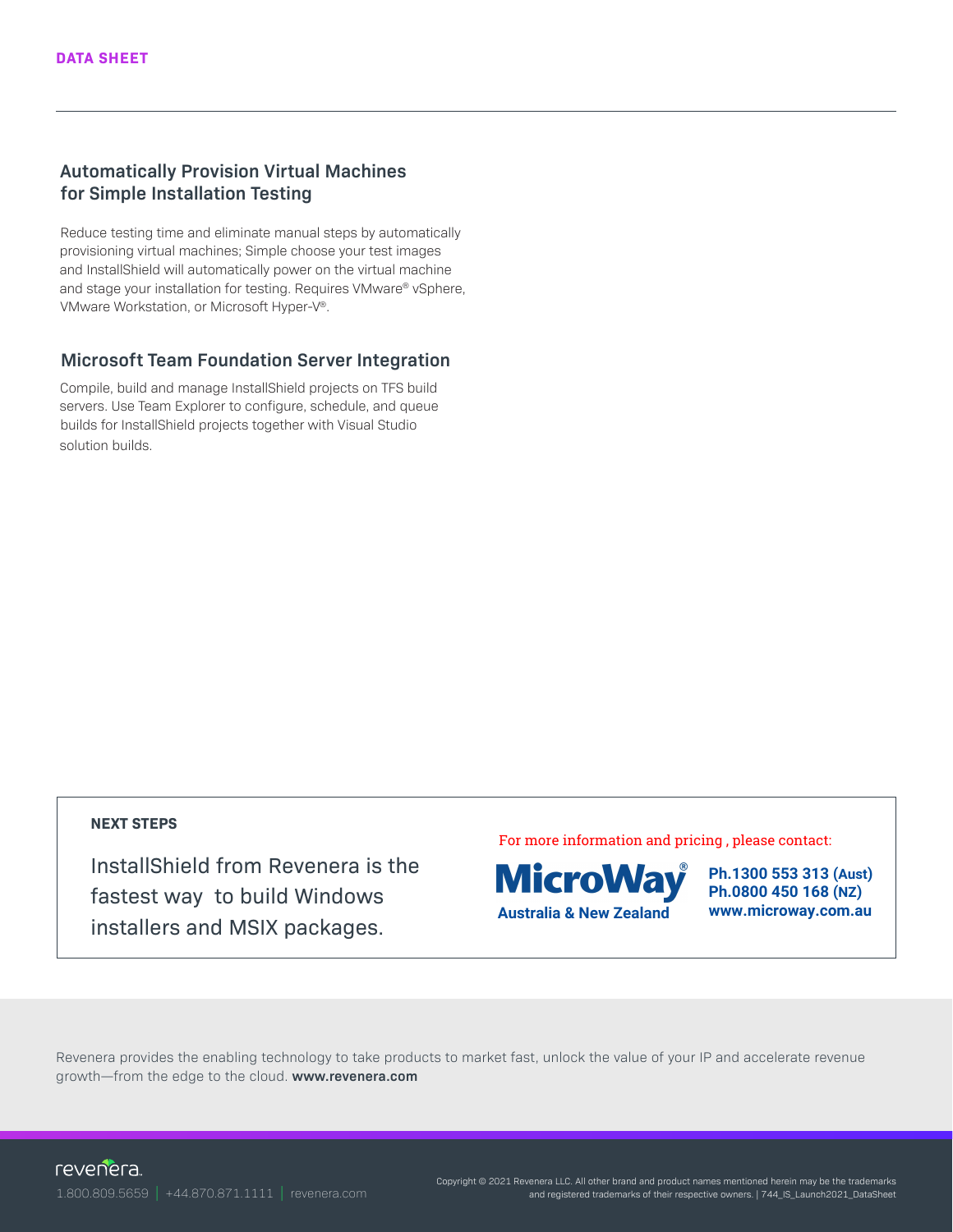DATA SHEET

### Automatically Provision Virtual Machines for Simple Installation Testing

Reduce testing time and eliminate manual steps by automatically provisioning virtual machines; Simple choose your test images and InstallShield will automatically power on the virtual machine and stage your installation for testing. Requires VMware® vSphere, VMware Workstation, or Microsoft Hyper-V®.

### Microsoft Team Foundation Server Integration

Compile, build and manage InstallShield projects on TFS build servers. Use Team Explorer to configure, schedule, and queue builds for InstallShield projects together with Visual Studio solution builds.

**NEXT STEPS**

InstallShield from Revenera is the fastest way to build Windows installers and MSIX packages.

For more information and pricing , please contact:

MicroWay®
Australia & New Zealand

**Ph.1300 553 313 (Aust)**
**Ph.0800 450 168 (NZ)**
**www.microway.com.au**

Revenera provides the enabling technology to take products to market fast, unlock the value of your IP and accelerate revenue growth—from the edge to the cloud. **www.revenera.com**

revenera.
1.800.809.5659 | +44.870.871.1111 | revenera.com

Copyright © 2021 Revenera LLC. All other brand and product names mentioned herein may be the trademarks and registered trademarks of their respective owners. | 744_IS_Launch2021_DataSheet